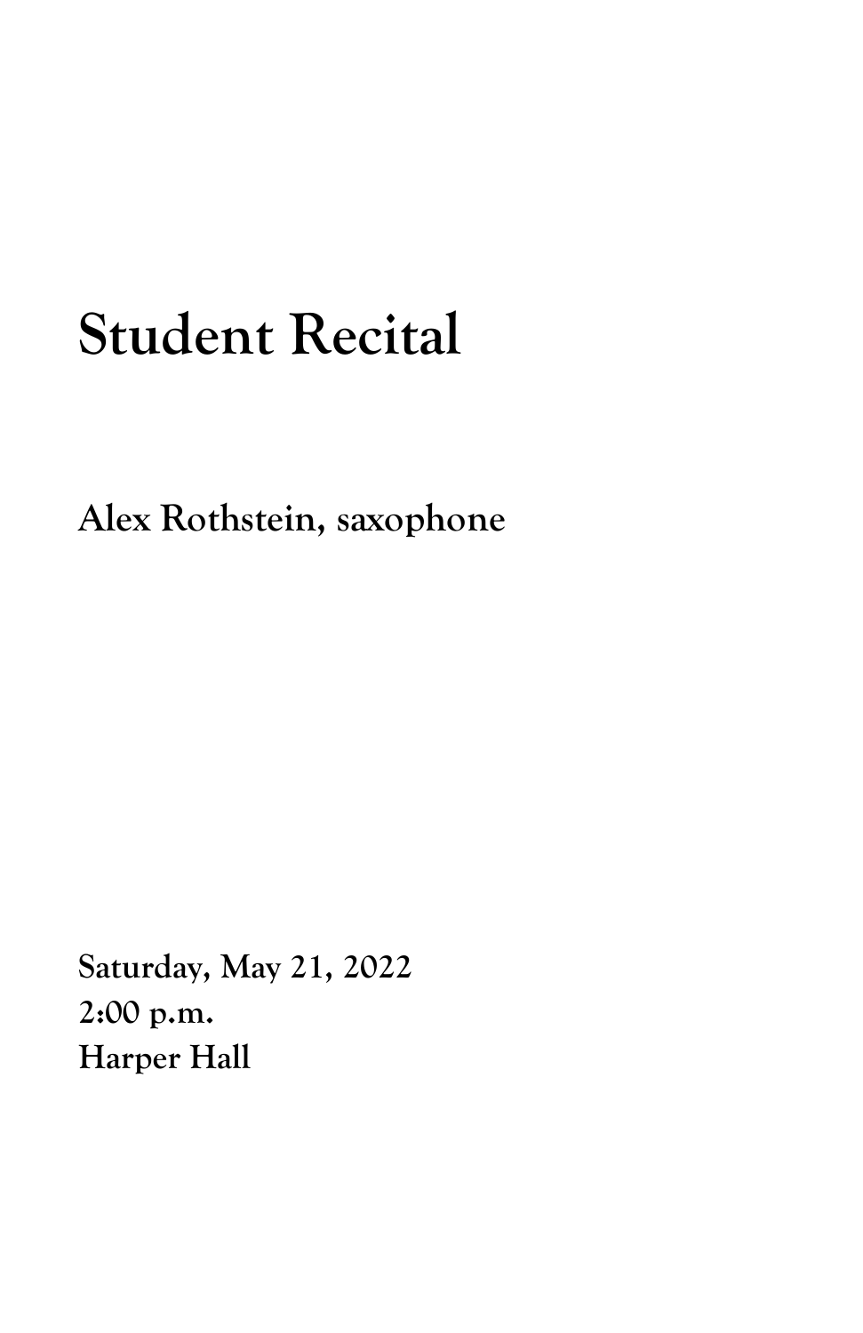# Student Recital

**Alex Rothstein, saxophone**

**Saturday, May 21, 2022**
**2:00 p.m.**
**Harper Hall**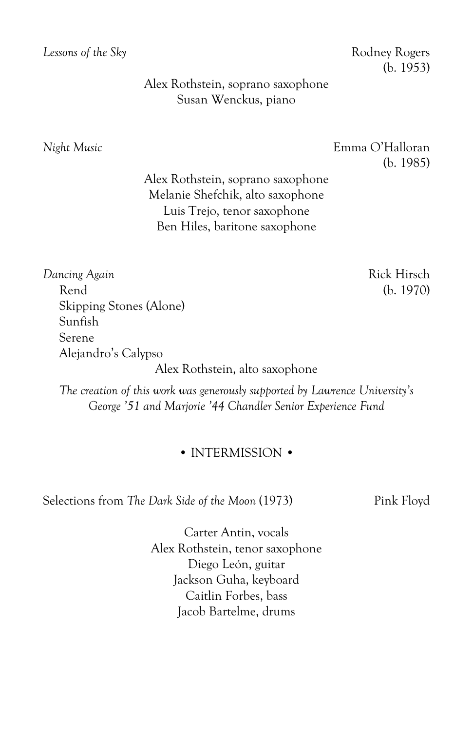*Lessons of the Sky* Rodney Rogers (b. 1953)

Alex Rothstein, soprano saxophone
Susan Wenckus, piano

*Night Music* Emma O'Halloran (b. 1985)

Alex Rothstein, soprano saxophone
Melanie Shefchik, alto saxophone
Luis Trejo, tenor saxophone
Ben Hiles, baritone saxophone

*Dancing Again* Rick Hirsch (b. 1970)

- Rend
- Skipping Stones (Alone)
- Sunfish
- Serene
- Alejandro's Calypso

Alex Rothstein, alto saxophone

*The creation of this work was generously supported by Lawrence University's George '51 and Marjorie '44 Chandler Senior Experience Fund*

• INTERMISSION •

Selections from *The Dark Side of the Moon* (1973) Pink Floyd

Carter Antin, vocals
Alex Rothstein, tenor saxophone
Diego León, guitar
Jackson Guha, keyboard
Caitlin Forbes, bass
Jacob Bartelme, drums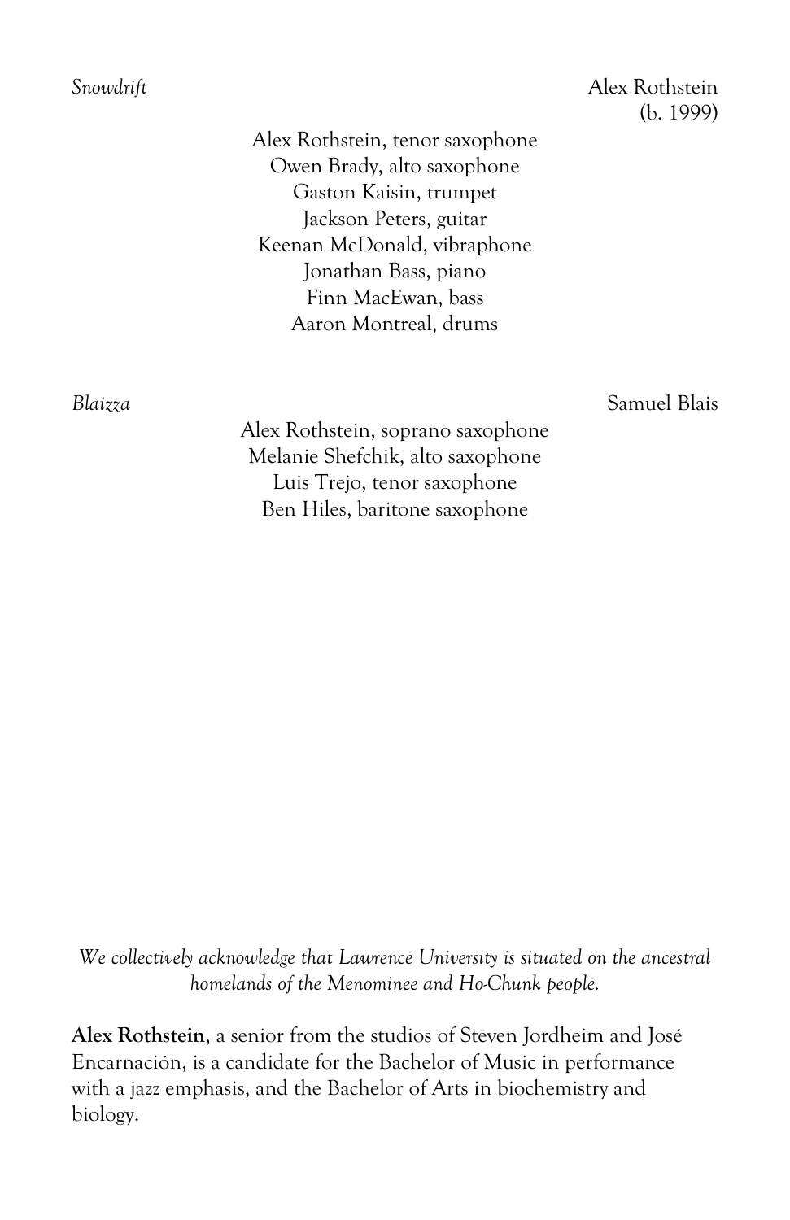*Snowdrift* — Alex Rothstein (b. 1999)

Alex Rothstein, tenor saxophone
Owen Brady, alto saxophone
Gaston Kaisin, trumpet
Jackson Peters, guitar
Keenan McDonald, vibraphone
Jonathan Bass, piano
Finn MacEwan, bass
Aaron Montreal, drums

*Blaizza* — Samuel Blais

Alex Rothstein, soprano saxophone
Melanie Shefchik, alto saxophone
Luis Trejo, tenor saxophone
Ben Hiles, baritone saxophone

*We collectively acknowledge that Lawrence University is situated on the ancestral homelands of the Menominee and Ho-Chunk people.*

**Alex Rothstein**, a senior from the studios of Steven Jordheim and José Encarnación, is a candidate for the Bachelor of Music in performance with a jazz emphasis, and the Bachelor of Arts in biochemistry and biology.